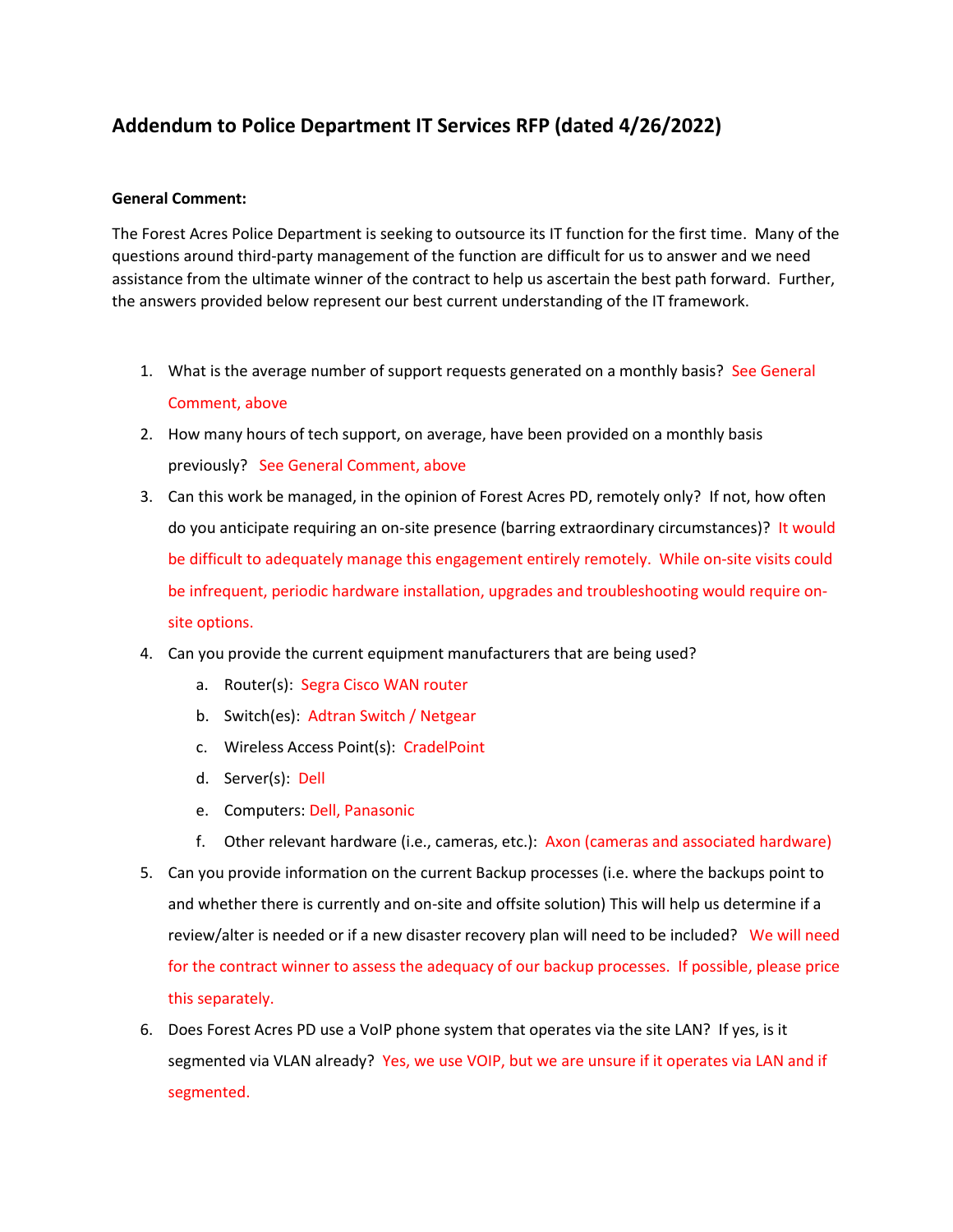## Addendum to Police Department IT Services RFP (dated 4/26/2022)

**General Comment:**

The Forest Acres Police Department is seeking to outsource its IT function for the first time. Many of the questions around third-party management of the function are difficult for us to answer and we need assistance from the ultimate winner of the contract to help us ascertain the best path forward. Further, the answers provided below represent our best current understanding of the IT framework.

1. What is the average number of support requests generated on a monthly basis? See General Comment, above
2. How many hours of tech support, on average, have been provided on a monthly basis previously? See General Comment, above
3. Can this work be managed, in the opinion of Forest Acres PD, remotely only? If not, how often do you anticipate requiring an on-site presence (barring extraordinary circumstances)? It would be difficult to adequately manage this engagement entirely remotely. While on-site visits could be infrequent, periodic hardware installation, upgrades and troubleshooting would require on-site options.
4. Can you provide the current equipment manufacturers that are being used?
   a. Router(s): Segra Cisco WAN router
   b. Switch(es): Adtran Switch / Netgear
   c. Wireless Access Point(s): CradelPoint
   d. Server(s): Dell
   e. Computers: Dell, Panasonic
   f. Other relevant hardware (i.e., cameras, etc.): Axon (cameras and associated hardware)
5. Can you provide information on the current Backup processes (i.e. where the backups point to and whether there is currently and on-site and offsite solution) This will help us determine if a review/alter is needed or if a new disaster recovery plan will need to be included? We will need for the contract winner to assess the adequacy of our backup processes. If possible, please price this separately.
6. Does Forest Acres PD use a VoIP phone system that operates via the site LAN? If yes, is it segmented via VLAN already? Yes, we use VOIP, but we are unsure if it operates via LAN and if segmented.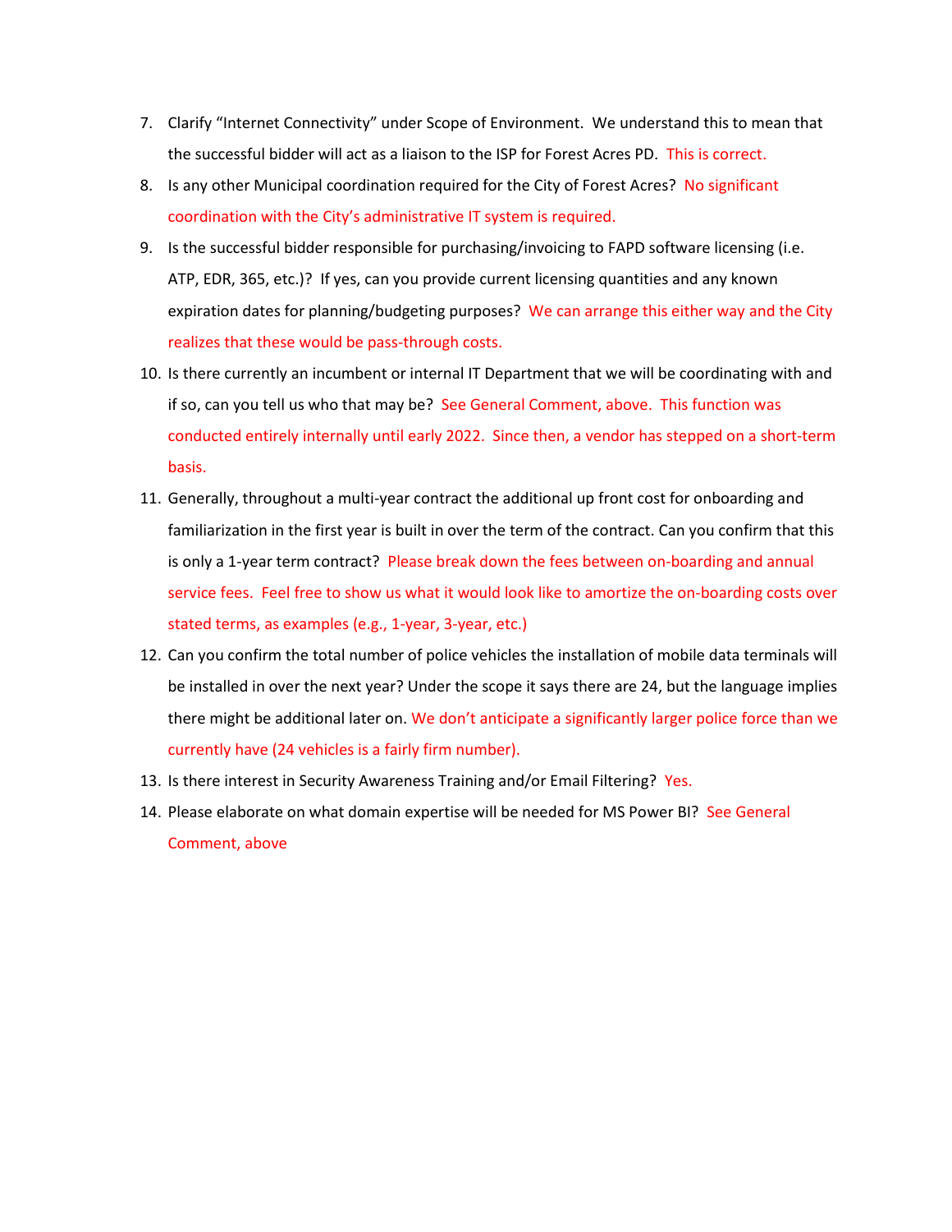7. Clarify "Internet Connectivity" under Scope of Environment. We understand this to mean that the successful bidder will act as a liaison to the ISP for Forest Acres PD. This is correct.
8. Is any other Municipal coordination required for the City of Forest Acres? No significant coordination with the City's administrative IT system is required.
9. Is the successful bidder responsible for purchasing/invoicing to FAPD software licensing (i.e. ATP, EDR, 365, etc.)? If yes, can you provide current licensing quantities and any known expiration dates for planning/budgeting purposes? We can arrange this either way and the City realizes that these would be pass-through costs.
10. Is there currently an incumbent or internal IT Department that we will be coordinating with and if so, can you tell us who that may be? See General Comment, above. This function was conducted entirely internally until early 2022. Since then, a vendor has stepped on a short-term basis.
11. Generally, throughout a multi-year contract the additional up front cost for onboarding and familiarization in the first year is built in over the term of the contract. Can you confirm that this is only a 1-year term contract? Please break down the fees between on-boarding and annual service fees. Feel free to show us what it would look like to amortize the on-boarding costs over stated terms, as examples (e.g., 1-year, 3-year, etc.)
12. Can you confirm the total number of police vehicles the installation of mobile data terminals will be installed in over the next year? Under the scope it says there are 24, but the language implies there might be additional later on. We don't anticipate a significantly larger police force than we currently have (24 vehicles is a fairly firm number).
13. Is there interest in Security Awareness Training and/or Email Filtering? Yes.
14. Please elaborate on what domain expertise will be needed for MS Power BI? See General Comment, above